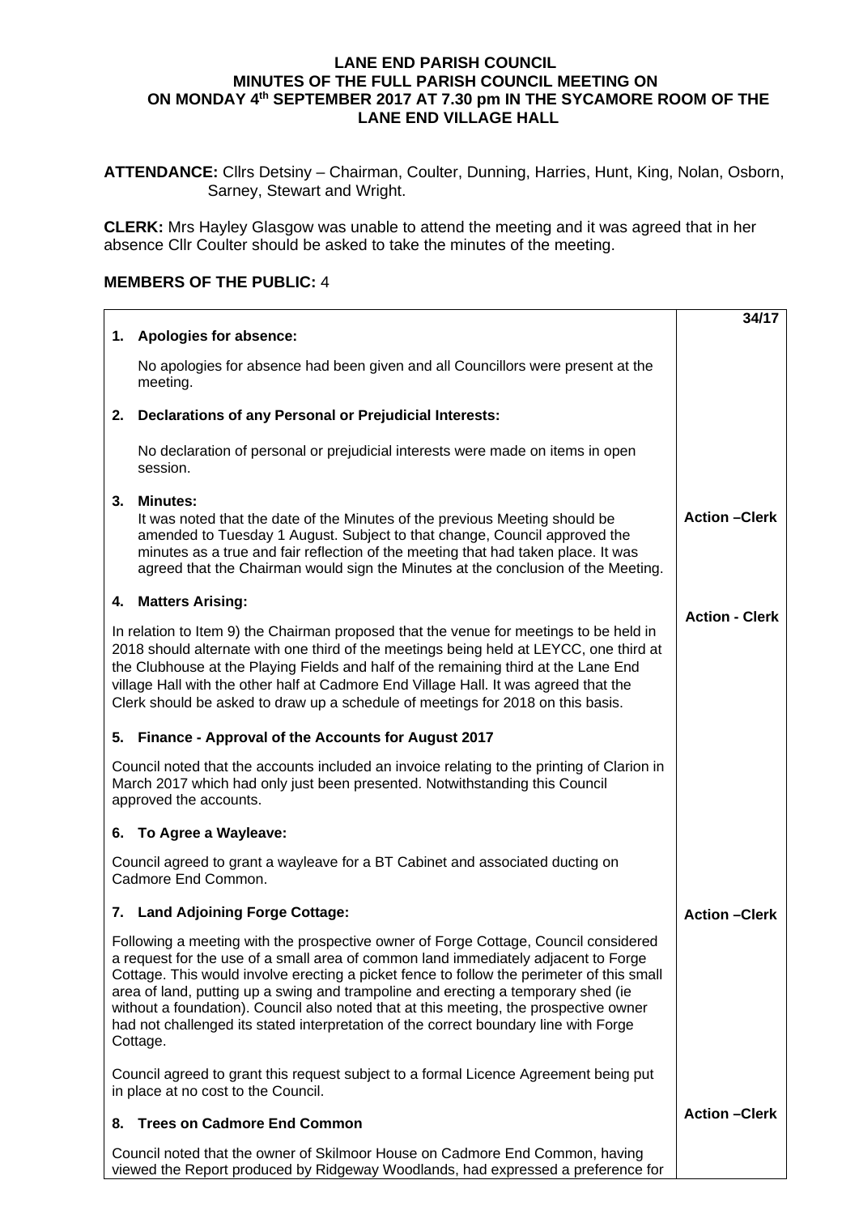# LANE END PARISH COUNCIL
## MINUTES OF THE FULL PARISH COUNCIL MEETING ON ON MONDAY 4th SEPTEMBER 2017 AT 7.30 pm IN THE SYCAMORE ROOM OF THE LANE END VILLAGE HALL

**ATTENDANCE:** Cllrs Detsiny – Chairman, Coulter, Dunning, Harries, Hunt, King, Nolan, Osborn, Sarney, Stewart and Wright.

**CLERK:** Mrs Hayley Glasgow was unable to attend the meeting and it was agreed that in her absence Cllr Coulter should be asked to take the minutes of the meeting.

**MEMBERS OF THE PUBLIC:** 4

| | **34/17** |
|---|---|
| **1. Apologies for absence:**<br><br>No apologies for absence had been given and all Councillors were present at the meeting. | |
| **2. Declarations of any Personal or Prejudicial Interests:**<br><br>No declaration of personal or prejudicial interests were made on items in open session. | |
| **3. Minutes:**<br>It was noted that the date of the Minutes of the previous Meeting should be amended to Tuesday 1 August. Subject to that change, Council approved the minutes as a true and fair reflection of the meeting that had taken place. It was agreed that the Chairman would sign the Minutes at the conclusion of the Meeting. | **Action –Clerk** |
| **4. Matters Arising:**<br><br>In relation to Item 9) the Chairman proposed that the venue for meetings to be held in 2018 should alternate with one third of the meetings being held at LEYCC, one third at the Clubhouse at the Playing Fields and half of the remaining third at the Lane End village Hall with the other half at Cadmore End Village Hall. It was agreed that the Clerk should be asked to draw up a schedule of meetings for 2018 on this basis. | **Action - Clerk** |
| **5. Finance - Approval of the Accounts for August 2017**<br><br>Council noted that the accounts included an invoice relating to the printing of Clarion in March 2017 which had only just been presented. Notwithstanding this Council approved the accounts. | |
| **6. To Agree a Wayleave:**<br><br>Council agreed to grant a wayleave for a BT Cabinet and associated ducting on Cadmore End Common. | |
| **7. Land Adjoining Forge Cottage:**<br><br>Following a meeting with the prospective owner of Forge Cottage, Council considered a request for the use of a small area of common land immediately adjacent to Forge Cottage. This would involve erecting a picket fence to follow the perimeter of this small area of land, putting up a swing and trampoline and erecting a temporary shed (ie without a foundation). Council also noted that at this meeting, the prospective owner had not challenged its stated interpretation of the correct boundary line with Forge Cottage.<br><br>Council agreed to grant this request subject to a formal Licence Agreement being put in place at no cost to the Council. | **Action –Clerk** |
| **8. Trees on Cadmore End Common**<br><br>Council noted that the owner of Skilmoor House on Cadmore End Common, having viewed the Report produced by Ridgeway Woodlands, had expressed a preference for | **Action –Clerk** |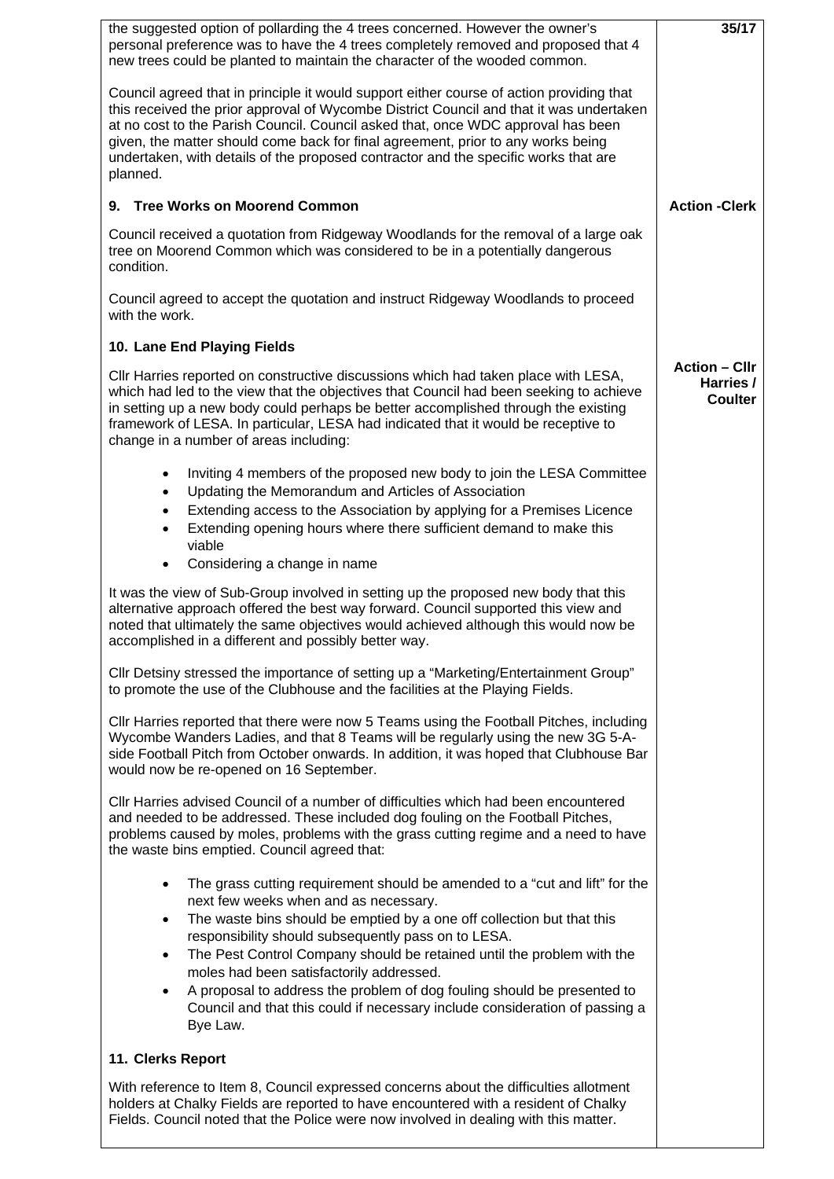the suggested option of pollarding the 4 trees concerned. However the owner's personal preference was to have the 4 trees completely removed and proposed that 4 new trees could be planted to maintain the character of the wooded common.

Council agreed that in principle it would support either course of action providing that this received the prior approval of Wycombe District Council and that it was undertaken at no cost to the Parish Council. Council asked that, once WDC approval has been given, the matter should come back for final agreement, prior to any works being undertaken, with details of the proposed contractor and the specific works that are planned.

**Action -Clerk**

### 9. Tree Works on Moorend Common

Council received a quotation from Ridgeway Woodlands for the removal of a large oak tree on Moorend Common which was considered to be in a potentially dangerous condition.

Council agreed to accept the quotation and instruct Ridgeway Woodlands to proceed with the work.

### 10. Lane End Playing Fields

**Action – Cllr Harries / Coulter**

Cllr Harries reported on constructive discussions which had taken place with LESA, which had led to the view that the objectives that Council had been seeking to achieve in setting up a new body could perhaps be better accomplished through the existing framework of LESA. In particular, LESA had indicated that it would be receptive to change in a number of areas including:

- Inviting 4 members of the proposed new body to join the LESA Committee
- Updating the Memorandum and Articles of Association
- Extending access to the Association by applying for a Premises Licence
- Extending opening hours where there sufficient demand to make this viable
- Considering a change in name

It was the view of Sub-Group involved in setting up the proposed new body that this alternative approach offered the best way forward. Council supported this view and noted that ultimately the same objectives would achieved although this would now be accomplished in a different and possibly better way.

Cllr Detsiny stressed the importance of setting up a "Marketing/Entertainment Group" to promote the use of the Clubhouse and the facilities at the Playing Fields.

Cllr Harries reported that there were now 5 Teams using the Football Pitches, including Wycombe Wanders Ladies, and that 8 Teams will be regularly using the new 3G 5-A-side Football Pitch from October onwards. In addition, it was hoped that Clubhouse Bar would now be re-opened on 16 September.

Cllr Harries advised Council of a number of difficulties which had been encountered and needed to be addressed. These included dog fouling on the Football Pitches, problems caused by moles, problems with the grass cutting regime and a need to have the waste bins emptied. Council agreed that:

- The grass cutting requirement should be amended to a "cut and lift" for the next few weeks when and as necessary.
- The waste bins should be emptied by a one off collection but that this responsibility should subsequently pass on to LESA.
- The Pest Control Company should be retained until the problem with the moles had been satisfactorily addressed.
- A proposal to address the problem of dog fouling should be presented to Council and that this could if necessary include consideration of passing a Bye Law.

### 11. Clerks Report

With reference to Item 8, Council expressed concerns about the difficulties allotment holders at Chalky Fields are reported to have encountered with a resident of Chalky Fields. Council noted that the Police were now involved in dealing with this matter.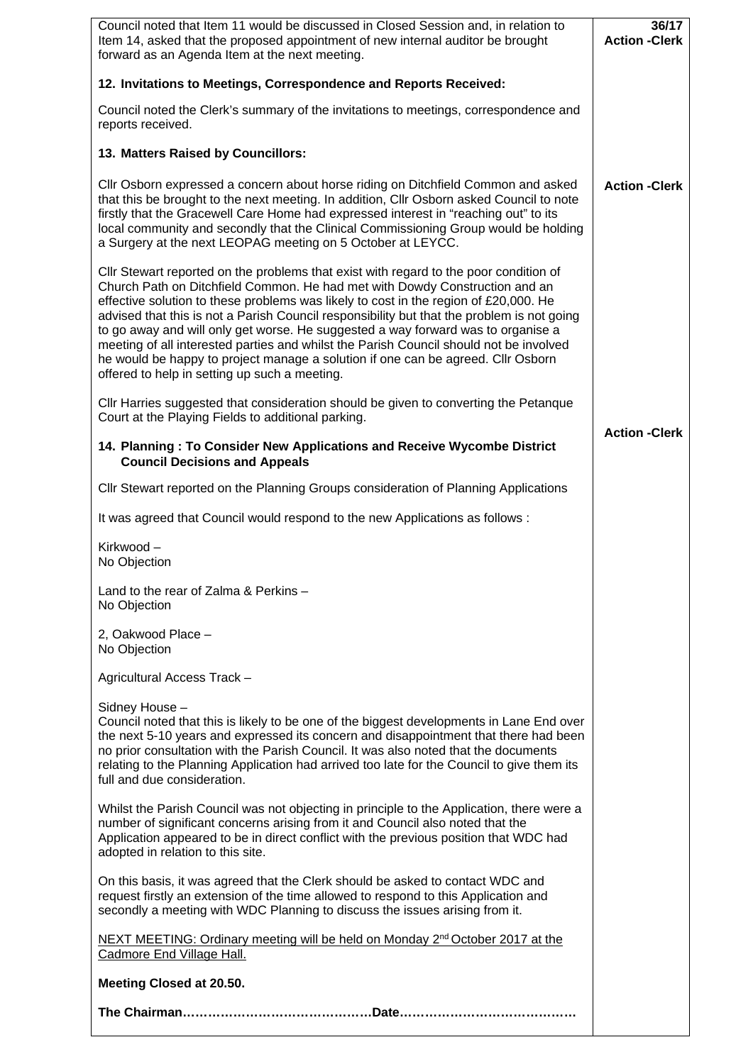| | |
|---|---|
| Council noted that Item 11 would be discussed in Closed Session and, in relation to Item 14, asked that the proposed appointment of new internal auditor be brought forward as an Agenda Item at the next meeting. | **36/17** **Action -Clerk** |
| **12. Invitations to Meetings, Correspondence and Reports Received:** | |
| Council noted the Clerk's summary of the invitations to meetings, correspondence and reports received. | |
| **13. Matters Raised by Councillors:** | |
| Cllr Osborn expressed a concern about horse riding on Ditchfield Common and asked that this be brought to the next meeting. In addition, Cllr Osborn asked Council to note firstly that the Gracewell Care Home had expressed interest in "reaching out" to its local community and secondly that the Clinical Commissioning Group would be holding a Surgery at the next LEOPAG meeting on 5 October at LEYCC. | **Action -Clerk** |
| Cllr Stewart reported on the problems that exist with regard to the poor condition of Church Path on Ditchfield Common. He had met with Dowdy Construction and an effective solution to these problems was likely to cost in the region of £20,000. He advised that this is not a Parish Council responsibility but that the problem is not going to go away and will only get worse. He suggested a way forward was to organise a meeting of all interested parties and whilst the Parish Council should not be involved he would be happy to project manage a solution if one can be agreed. Cllr Osborn offered to help in setting up such a meeting. | |
| Cllr Harries suggested that consideration should be given to converting the Petanque Court at the Playing Fields to additional parking. | **Action -Clerk** |
| **14. Planning : To Consider New Applications and Receive Wycombe District Council Decisions and Appeals** | |
| Cllr Stewart reported on the Planning Groups consideration of Planning Applications | |
| It was agreed that Council would respond to the new Applications as follows : | |
| Kirkwood – No Objection | |
| Land to the rear of Zalma & Perkins – No Objection | |
| 2, Oakwood Place – No Objection | |
| Agricultural Access Track – | |
| Sidney House – Council noted that this is likely to be one of the biggest developments in Lane End over the next 5-10 years and expressed its concern and disappointment that there had been no prior consultation with the Parish Council. It was also noted that the documents relating to the Planning Application had arrived too late for the Council to give them its full and due consideration. | |
| Whilst the Parish Council was not objecting in principle to the Application, there were a number of significant concerns arising from it and Council also noted that the Application appeared to be in direct conflict with the previous position that WDC had adopted in relation to this site. | |
| On this basis, it was agreed that the Clerk should be asked to contact WDC and request firstly an extension of the time allowed to respond to this Application and secondly a meeting with WDC Planning to discuss the issues arising from it. | |
| NEXT MEETING: Ordinary meeting will be held on Monday 2nd October 2017 at the Cadmore End Village Hall. | |
| **Meeting Closed at 20.50.** | |
| **The Chairman……………………………………Date……………………………………** | |